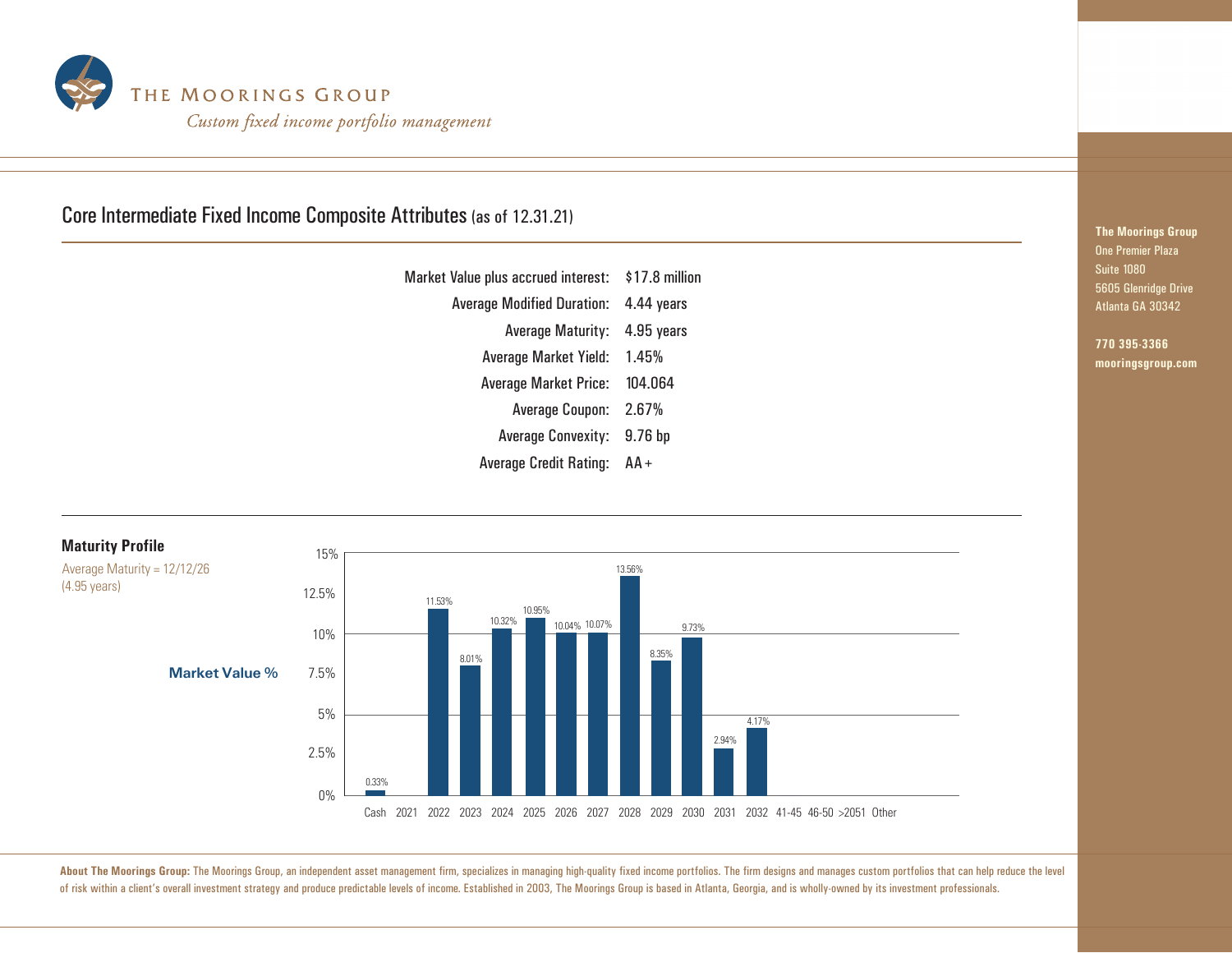# THE MOORINGS GROUP

*Custom fixed income portfolio management*

**The Moorings Group**
One Premier Plaza
Suite 1080
5605 Glenridge Drive
Atlanta GA 30342

**770 395-3366**
**mooringsgroup.com**

## Core Intermediate Fixed Income Composite Attributes (as of 12.31.21)

| | |
|---|---|
| Market Value plus accrued interest: | $17.8 million |
| Average Modified Duration: | 4.44 years |
| Average Maturity: | 4.95 years |
| Average Market Yield: | 1.45% |
| Average Market Price: | 104.064 |
| Average Coupon: | 2.67% |
| Average Convexity: | 9.76 bp |
| Average Credit Rating: | AA+ |

### Maturity Profile

Average Maturity = 12/12/26 (4.95 years)

| Maturity | Market Value % |
|---|---|
| Cash | 0.33% |
| 2021 | |
| 2022 | 11.53% |
| 2023 | 8.01% |
| 2024 | 10.32% |
| 2025 | 10.95% |
| 2026 | 10.04% |
| 2027 | 10.07% |
| 2028 | 13.56% |
| 2029 | 8.35% |
| 2030 | 9.73% |
| 2031 | 2.94% |
| 2032 | 4.17% |
| 41-45 | |
| 46-50 | |
| >2051 | |
| Other | |

**About The Moorings Group:** The Moorings Group, an independent asset management firm, specializes in managing high-quality fixed income portfolios. The firm designs and manages custom portfolios that can help reduce the level of risk within a client's overall investment strategy and produce predictable levels of income. Established in 2003, The Moorings Group is based in Atlanta, Georgia, and is wholly-owned by its investment professionals.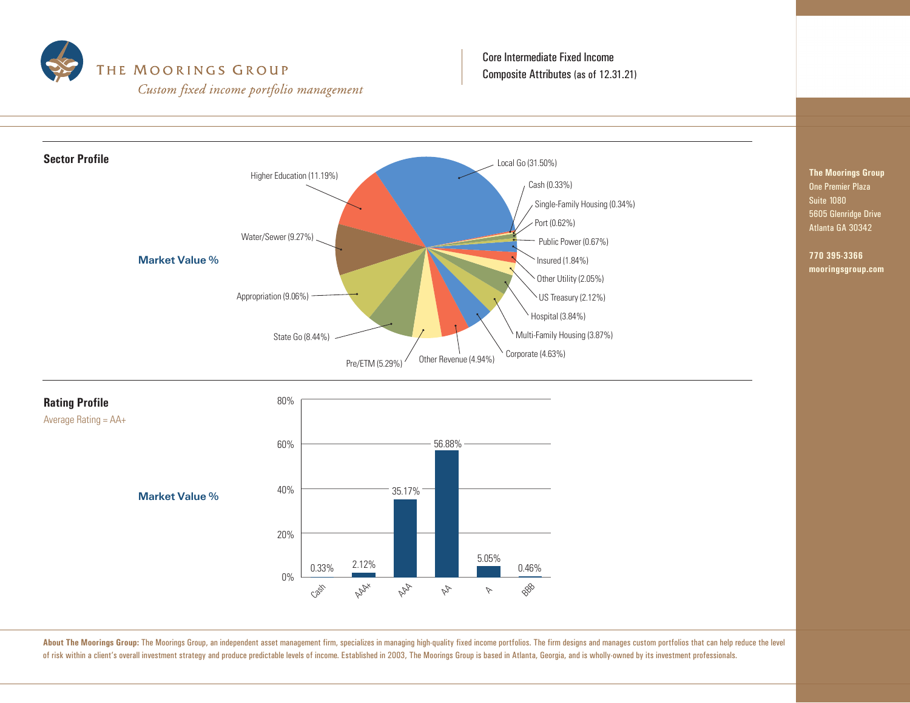# The Moorings Group

*Custom fixed income portfolio management*

Core Intermediate Fixed Income
Composite Attributes (as of 12.31.21)

## Sector Profile

**Market Value %**

Local Go (31.50%)
Cash (0.33%)
Single-Family Housing (0.34%)
Port (0.62%)
Public Power (0.67%)
Insured (1.84%)
Other Utility (2.05%)
US Treasury (2.12%)
Hospital (3.84%)
Multi-Family Housing (3.87%)
Corporate (4.63%)
Other Revenue (4.94%)
Pre/ETM (5.29%)
State Go (8.44%)
Appropriation (9.06%)
Water/Sewer (9.27%)
Higher Education (11.19%)

## Rating Profile

Average Rating = AA+

**Market Value %**

80%
60%
40%
20%
0%

Cash 0.33%
AAA+ 2.12%
AAA 35.17%
AA 56.88%
A 5.05%
BBB 0.46%

**The Moorings Group**
One Premier Plaza
Suite 1080
5605 Glenridge Drive
Atlanta GA 30342

**770 395-3366**
**mooringsgroup.com**

**About The Moorings Group:** The Moorings Group, an independent asset management firm, specializes in managing high-quality fixed income portfolios. The firm designs and manages custom portfolios that can help reduce the level of risk within a client's overall investment strategy and produce predictable levels of income. Established in 2003, The Moorings Group is based in Atlanta, Georgia, and is wholly-owned by its investment professionals.